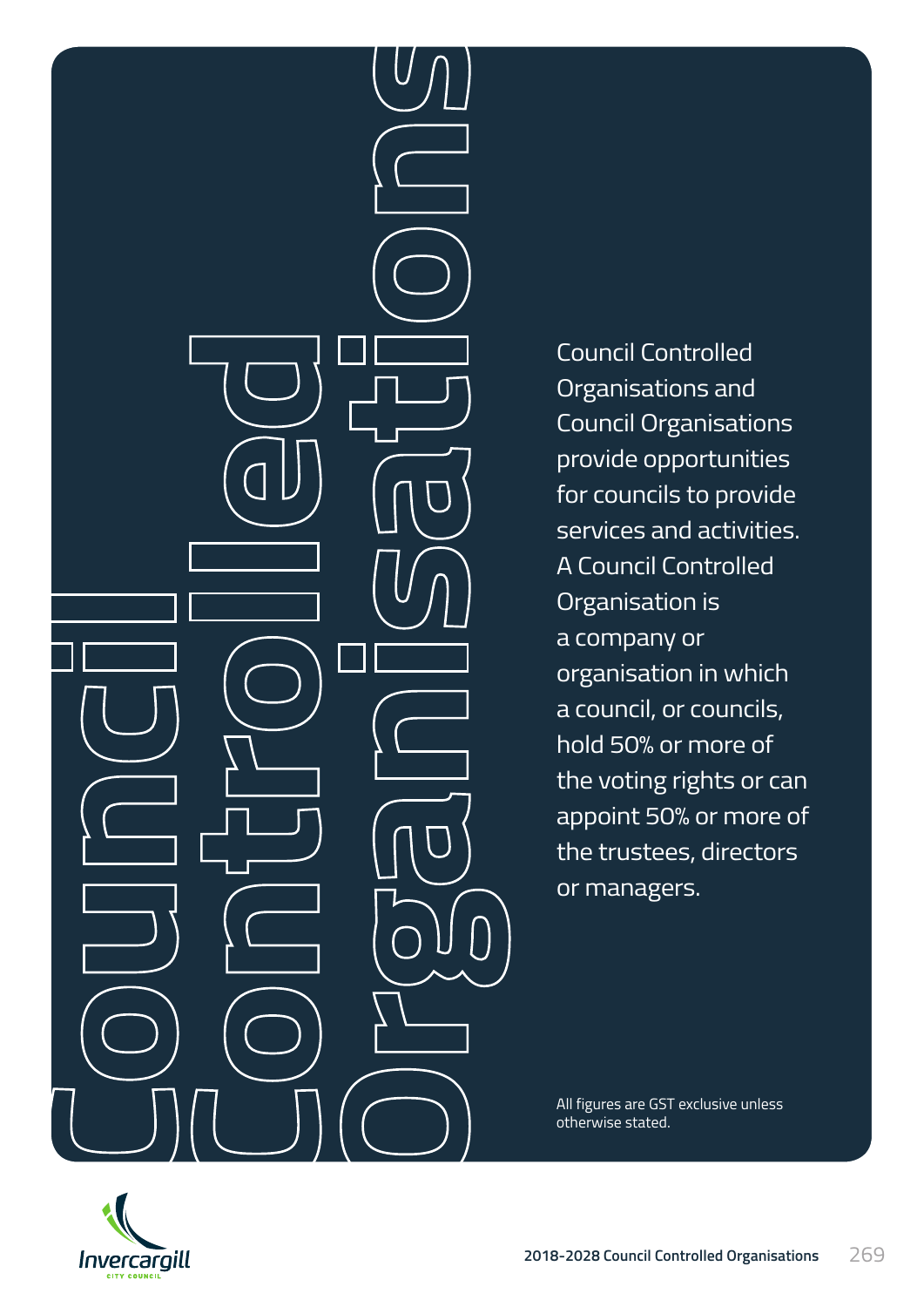# Council Controlled Organisations

Council Controlled Organisations and Council Organisations provide opportunities for councils to provide services and activities. A Council Controlled Organisation is a company or organisation in which a council, or councils, hold 50% or more of the voting rights or can appoint 50% or more of the trustees, directors or managers.

All figures are GST exclusive unless otherwise stated.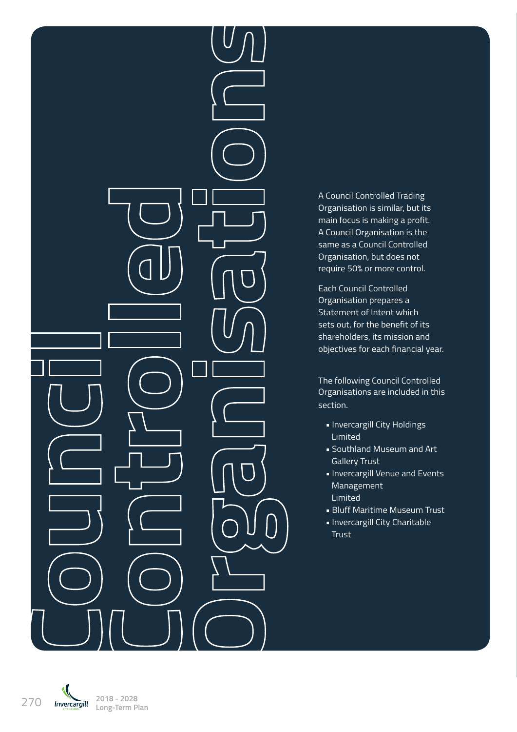# Council Controlled Organisations

A Council Controlled Trading Organisation is similar, but its main focus is making a profit. A Council Organisation is the same as a Council Controlled Organisation, but does not require 50% or more control.

Each Council Controlled Organisation prepares a Statement of Intent which sets out, for the benefit of its shareholders, its mission and objectives for each financial year.

The following Council Controlled Organisations are included in this section.

- Invercargill City Holdings Limited
- Southland Museum and Art Gallery Trust
- Invercargill Venue and Events Management Limited
- Bluff Maritime Museum Trust
- Invercargill City Charitable Trust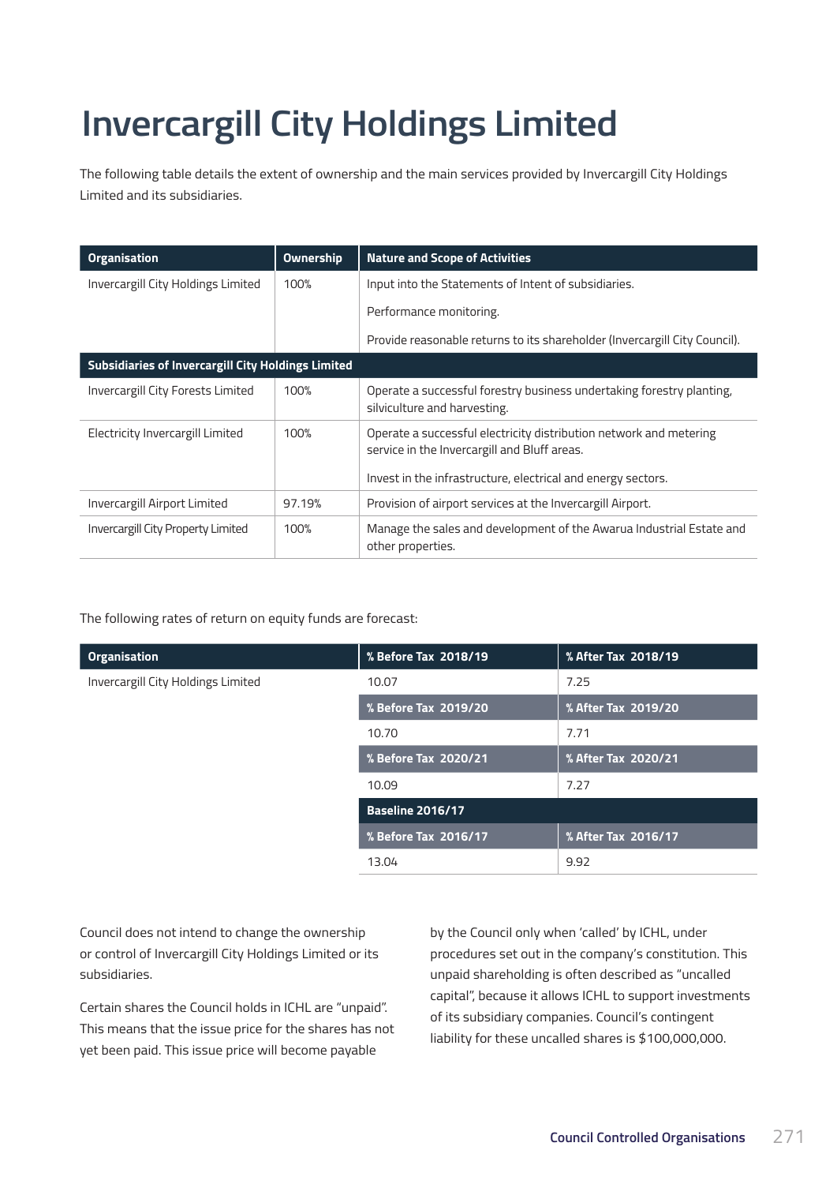# Invercargill City Holdings Limited

The following table details the extent of ownership and the main services provided by Invercargill City Holdings Limited and its subsidiaries.

| Organisation | Ownership | Nature and Scope of Activities |
|---|---|---|
| Invercargill City Holdings Limited | 100% | Input into the Statements of Intent of subsidiaries.<br><br>Performance monitoring.<br><br>Provide reasonable returns to its shareholder (Invercargill City Council). |
| **Subsidiaries of Invercargill City Holdings Limited** | | |
| Invercargill City Forests Limited | 100% | Operate a successful forestry business undertaking forestry planting, silviculture and harvesting. |
| Electricity Invercargill Limited | 100% | Operate a successful electricity distribution network and metering service in the Invercargill and Bluff areas.<br><br>Invest in the infrastructure, electrical and energy sectors. |
| Invercargill Airport Limited | 97.19% | Provision of airport services at the Invercargill Airport. |
| Invercargill City Property Limited | 100% | Manage the sales and development of the Awarua Industrial Estate and other properties. |

The following rates of return on equity funds are forecast:

| Organisation | % Before Tax 2018/19 | % After Tax 2018/19 |
|---|---|---|
| Invercargill City Holdings Limited | 10.07 | 7.25 |
| | **% Before Tax 2019/20** | **% After Tax 2019/20** |
| | 10.70 | 7.71 |
| | **% Before Tax 2020/21** | **% After Tax 2020/21** |
| | 10.09 | 7.27 |
| | **Baseline 2016/17** | |
| | **% Before Tax 2016/17** | **% After Tax 2016/17** |
| | 13.04 | 9.92 |

Council does not intend to change the ownership or control of Invercargill City Holdings Limited or its subsidiaries.

Certain shares the Council holds in ICHL are "unpaid". This means that the issue price for the shares has not yet been paid. This issue price will become payable by the Council only when 'called' by ICHL, under procedures set out in the company's constitution. This unpaid shareholding is often described as "uncalled capital", because it allows ICHL to support investments of its subsidiary companies. Council's contingent liability for these uncalled shares is $100,000,000.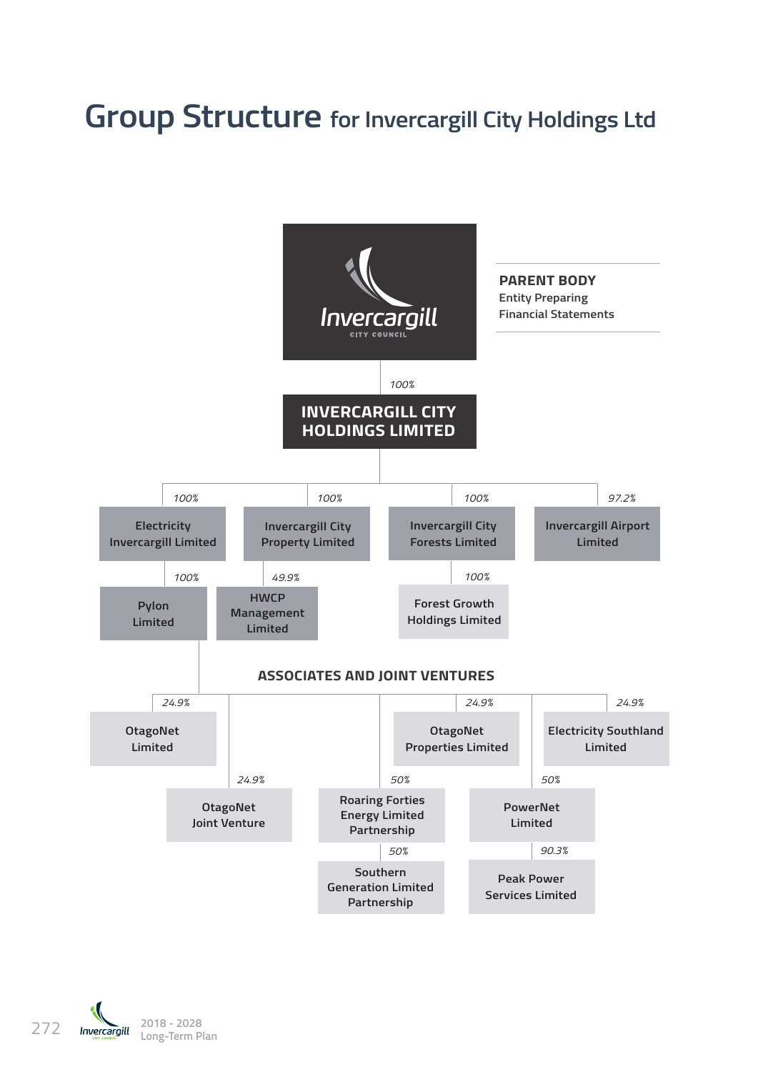# Group Structure for Invercargill City Holdings Ltd

Invercargill City Council

**PARENT BODY**
Entity Preparing Financial Statements

100%

**INVERCARGILL CITY HOLDINGS LIMITED**

- 100% — Electricity Invercargill Limited
  - 100% — Pylon Limited
- 100% — Invercargill City Property Limited
  - 49.9% — HWCP Management Limited
- 100% — Invercargill City Forests Limited
  - 100% — Forest Growth Holdings Limited
- 97.2% — Invercargill Airport Limited

**ASSOCIATES AND JOINT VENTURES**

- 24.9% — OtagoNet Limited
- 24.9% — OtagoNet Joint Venture
- 24.9% — OtagoNet Properties Limited
- 24.9% — Electricity Southland Limited
- 50% — Roaring Forties Energy Limited Partnership
  - 50% — Southern Generation Limited Partnership
- 50% — PowerNet Limited
  - 90.3% — Peak Power Services Limited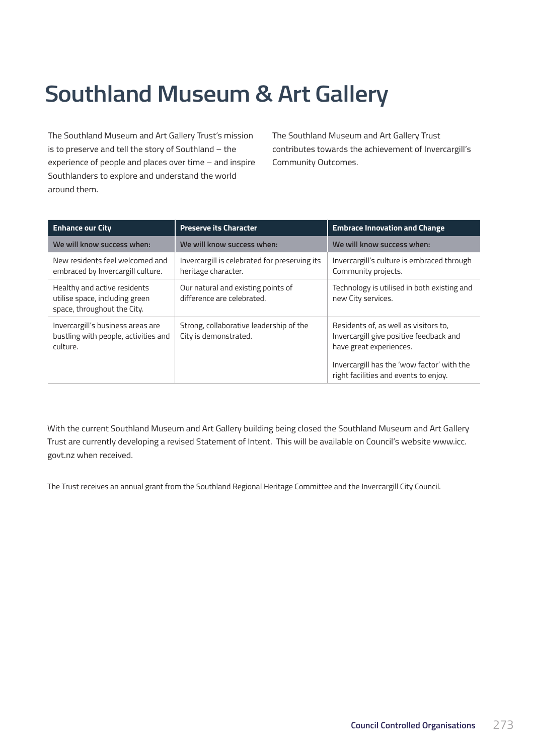# Southland Museum & Art Gallery

The Southland Museum and Art Gallery Trust's mission is to preserve and tell the story of Southland – the experience of people and places over time – and inspire Southlanders to explore and understand the world around them.

The Southland Museum and Art Gallery Trust contributes towards the achievement of Invercargill's Community Outcomes.

| Enhance our City | Preserve its Character | Embrace Innovation and Change |
|---|---|---|
| **We will know success when:** | **We will know success when:** | **We will know success when:** |
| New residents feel welcomed and embraced by Invercargill culture. | Invercargill is celebrated for preserving its heritage character. | Invercargill's culture is embraced through Community projects. |
| Healthy and active residents utilise space, including green space, throughout the City. | Our natural and existing points of difference are celebrated. | Technology is utilised in both existing and new City services. |
| Invercargill's business areas are bustling with people, activities and culture. | Strong, collaborative leadership of the City is demonstrated. | Residents of, as well as visitors to, Invercargill give positive feedback and have great experiences.<br><br>Invercargill has the 'wow factor' with the right facilities and events to enjoy. |

With the current Southland Museum and Art Gallery building being closed the Southland Museum and Art Gallery Trust are currently developing a revised Statement of Intent. This will be available on Council's website www.icc.govt.nz when received.

The Trust receives an annual grant from the Southland Regional Heritage Committee and the Invercargill City Council.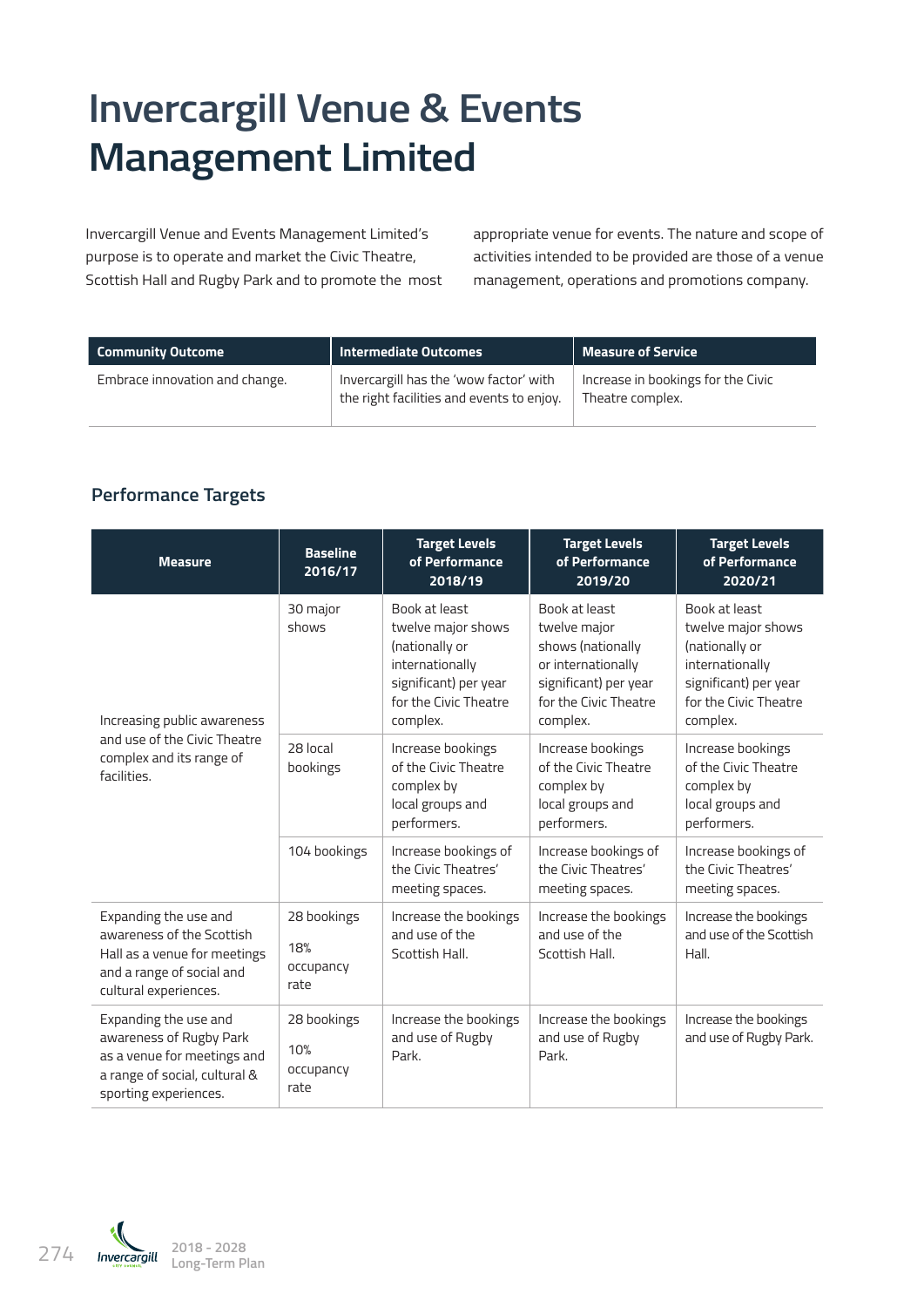# Invercargill Venue & Events Management Limited

Invercargill Venue and Events Management Limited's purpose is to operate and market the Civic Theatre, Scottish Hall and Rugby Park and to promote the most appropriate venue for events. The nature and scope of activities intended to be provided are those of a venue management, operations and promotions company.

| Community Outcome | Intermediate Outcomes | Measure of Service |
|---|---|---|
| Embrace innovation and change. | Invercargill has the 'wow factor' with the right facilities and events to enjoy. | Increase in bookings for the Civic Theatre complex. |

## Performance Targets

| Measure | Baseline 2016/17 | Target Levels of Performance 2018/19 | Target Levels of Performance 2019/20 | Target Levels of Performance 2020/21 |
|---|---|---|---|---|
| Increasing public awareness and use of the Civic Theatre complex and its range of facilities. | 30 major shows | Book at least twelve major shows (nationally or internationally significant) per year for the Civic Theatre complex. | Book at least twelve major shows (nationally or internationally significant) per year for the Civic Theatre complex. | Book at least twelve major shows (nationally or internationally significant) per year for the Civic Theatre complex. |
| | 28 local bookings | Increase bookings of the Civic Theatre complex by local groups and performers. | Increase bookings of the Civic Theatre complex by local groups and performers. | Increase bookings of the Civic Theatre complex by local groups and performers. |
| | 104 bookings | Increase bookings of the Civic Theatres' meeting spaces. | Increase bookings of the Civic Theatres' meeting spaces. | Increase bookings of the Civic Theatres' meeting spaces. |
| Expanding the use and awareness of the Scottish Hall as a venue for meetings and a range of social and cultural experiences. | 28 bookings<br>18% occupancy rate | Increase the bookings and use of the Scottish Hall. | Increase the bookings and use of the Scottish Hall. | Increase the bookings and use of the Scottish Hall. |
| Expanding the use and awareness of Rugby Park as a venue for meetings and a range of social, cultural & sporting experiences. | 28 bookings<br>10% occupancy rate | Increase the bookings and use of Rugby Park. | Increase the bookings and use of Rugby Park. | Increase the bookings and use of Rugby Park. |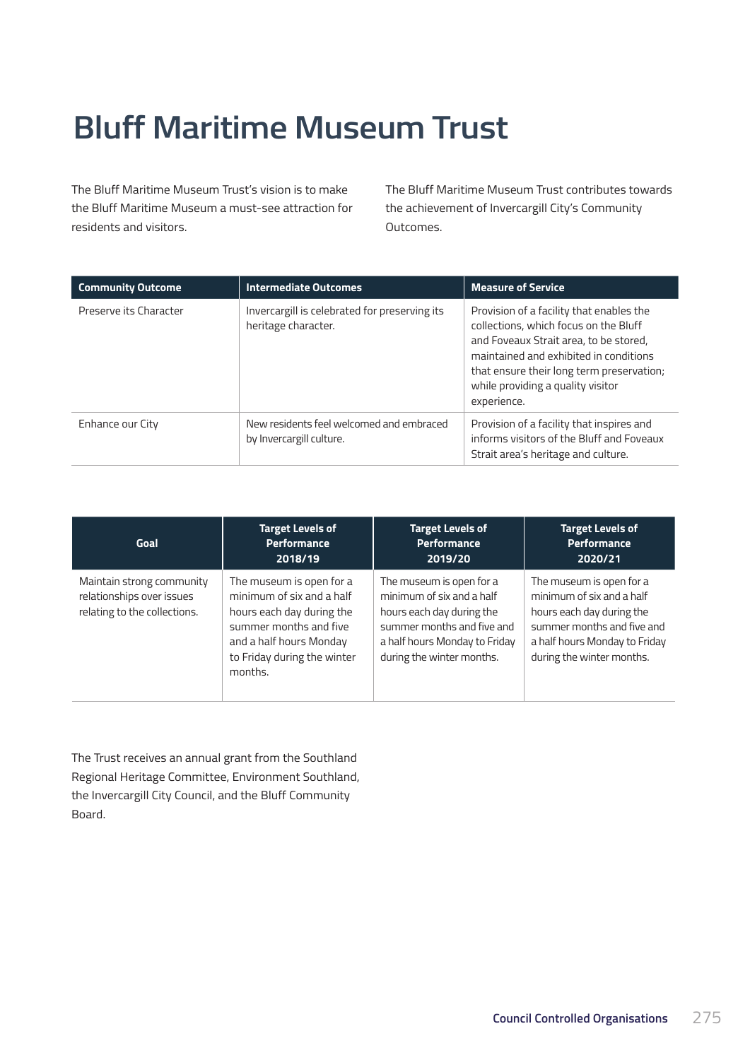# Bluff Maritime Museum Trust

The Bluff Maritime Museum Trust's vision is to make the Bluff Maritime Museum a must-see attraction for residents and visitors.

The Bluff Maritime Museum Trust contributes towards the achievement of Invercargill City's Community Outcomes.

| Community Outcome | Intermediate Outcomes | Measure of Service |
|---|---|---|
| Preserve its Character | Invercargill is celebrated for preserving its heritage character. | Provision of a facility that enables the collections, which focus on the Bluff and Foveaux Strait area, to be stored, maintained and exhibited in conditions that ensure their long term preservation; while providing a quality visitor experience. |
| Enhance our City | New residents feel welcomed and embraced by Invercargill culture. | Provision of a facility that inspires and informs visitors of the Bluff and Foveaux Strait area's heritage and culture. |

| Goal | Target Levels of Performance 2018/19 | Target Levels of Performance 2019/20 | Target Levels of Performance 2020/21 |
|---|---|---|---|
| Maintain strong community relationships over issues relating to the collections. | The museum is open for a minimum of six and a half hours each day during the summer months and five and a half hours Monday to Friday during the winter months. | The museum is open for a minimum of six and a half hours each day during the summer months and five and a half hours Monday to Friday during the winter months. | The museum is open for a minimum of six and a half hours each day during the summer months and five and a half hours Monday to Friday during the winter months. |

The Trust receives an annual grant from the Southland Regional Heritage Committee, Environment Southland, the Invercargill City Council, and the Bluff Community Board.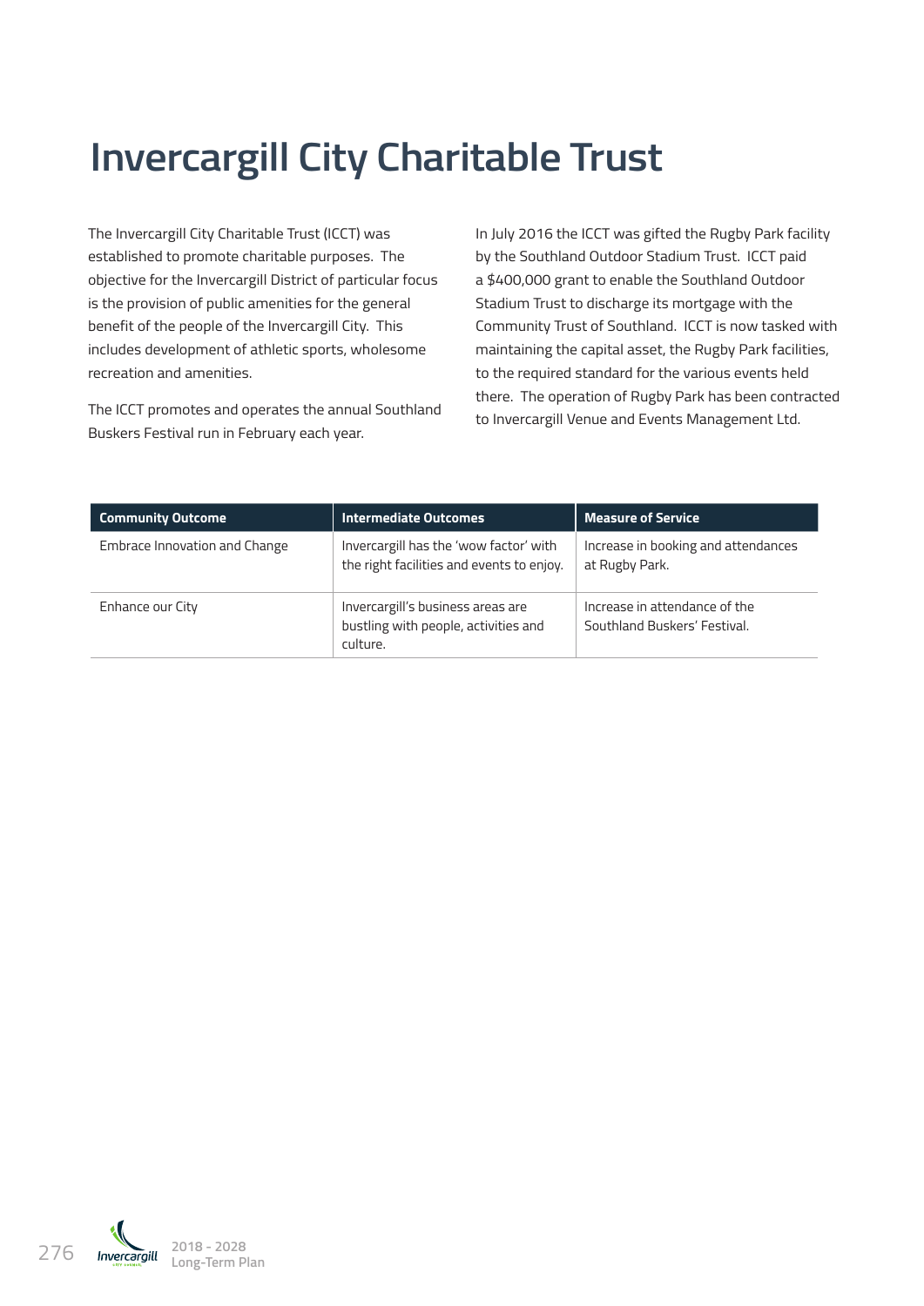# Invercargill City Charitable Trust

The Invercargill City Charitable Trust (ICCT) was established to promote charitable purposes. The objective for the Invercargill District of particular focus is the provision of public amenities for the general benefit of the people of the Invercargill City. This includes development of athletic sports, wholesome recreation and amenities.

The ICCT promotes and operates the annual Southland Buskers Festival run in February each year.

In July 2016 the ICCT was gifted the Rugby Park facility by the Southland Outdoor Stadium Trust. ICCT paid a $400,000 grant to enable the Southland Outdoor Stadium Trust to discharge its mortgage with the Community Trust of Southland. ICCT is now tasked with maintaining the capital asset, the Rugby Park facilities, to the required standard for the various events held there. The operation of Rugby Park has been contracted to Invercargill Venue and Events Management Ltd.

| Community Outcome | Intermediate Outcomes | Measure of Service |
| --- | --- | --- |
| Embrace Innovation and Change | Invercargill has the 'wow factor' with the right facilities and events to enjoy. | Increase in booking and attendances at Rugby Park. |
| Enhance our City | Invercargill's business areas are bustling with people, activities and culture. | Increase in attendance of the Southland Buskers' Festival. |